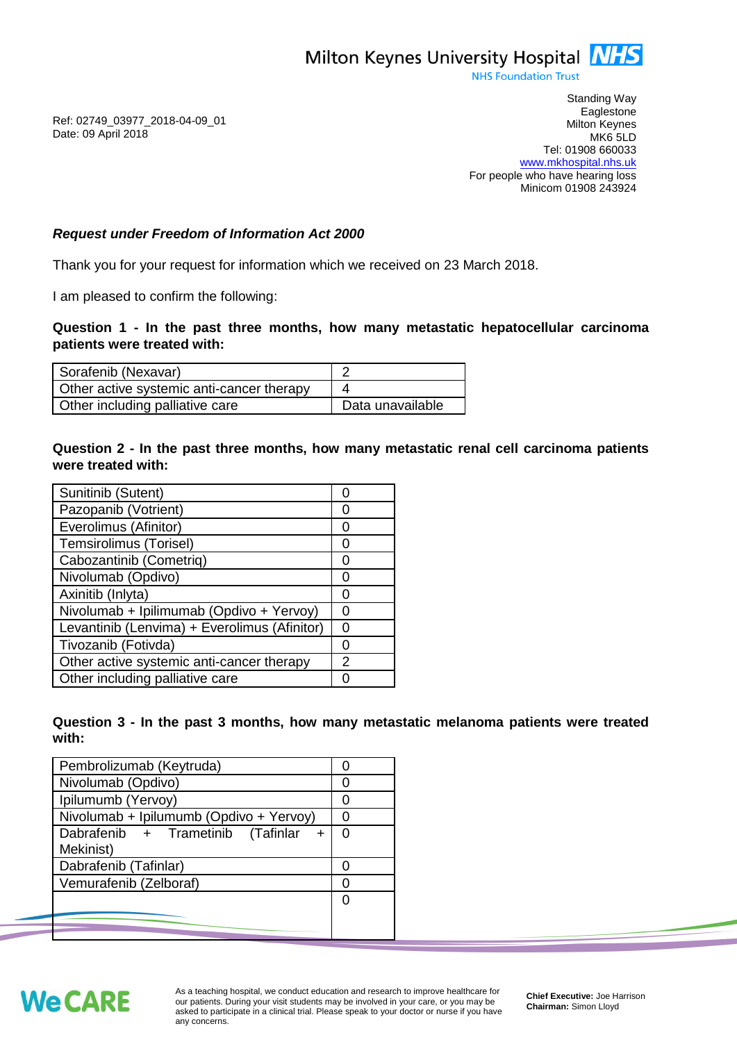Milton Keynes University Hospital NHS
NHS Foundation Trust

Standing Way
Eaglestone
Milton Keynes
MK6 5LD
Tel: 01908 660033
www.mkhospital.nhs.uk
For people who have hearing loss
Minicom 01908 243924

Ref: 02749_03977_2018-04-09_01
Date: 09 April 2018

***Request under Freedom of Information Act 2000***

Thank you for your request for information which we received on 23 March 2018.

I am pleased to confirm the following:

**Question 1 - In the past three months, how many metastatic hepatocellular carcinoma patients were treated with:**

| | |
|---|---|
| Sorafenib (Nexavar) | 2 |
| Other active systemic anti-cancer therapy | 4 |
| Other including palliative care | Data unavailable |

**Question 2 - In the past three months, how many metastatic renal cell carcinoma patients were treated with:**

| | |
|---|---|
| Sunitinib (Sutent) | 0 |
| Pazopanib (Votrient) | 0 |
| Everolimus (Afinitor) | 0 |
| Temsirolimus (Torisel) | 0 |
| Cabozantinib (Cometriq) | 0 |
| Nivolumab (Opdivo) | 0 |
| Axinitib (Inlyta) | 0 |
| Nivolumab + Ipilimumab (Opdivo + Yervoy) | 0 |
| Levantinib (Lenvima) + Everolimus (Afinitor) | 0 |
| Tivozanib (Fotivda) | 0 |
| Other active systemic anti-cancer therapy | 2 |
| Other including palliative care | 0 |

**Question 3 - In the past 3 months, how many metastatic melanoma patients were treated with:**

| | |
|---|---|
| Pembrolizumab (Keytruda) | 0 |
| Nivolumab (Opdivo) | 0 |
| Ipilumumb (Yervoy) | 0 |
| Nivolumab + Ipilumumb (Opdivo + Yervoy) | 0 |
| Dabrafenib + Trametinib (Tafinlar + Mekinist) | 0 |
| Dabrafenib (Tafinlar) | 0 |
| Vemurafenib (Zelboraf) | 0 |
| | 0 |

We CARE

As a teaching hospital, we conduct education and research to improve healthcare for our patients. During your visit students may be involved in your care, or you may be asked to participate in a clinical trial. Please speak to your doctor or nurse if you have any concerns.

**Chief Executive:** Joe Harrison
**Chairman:** Simon Lloyd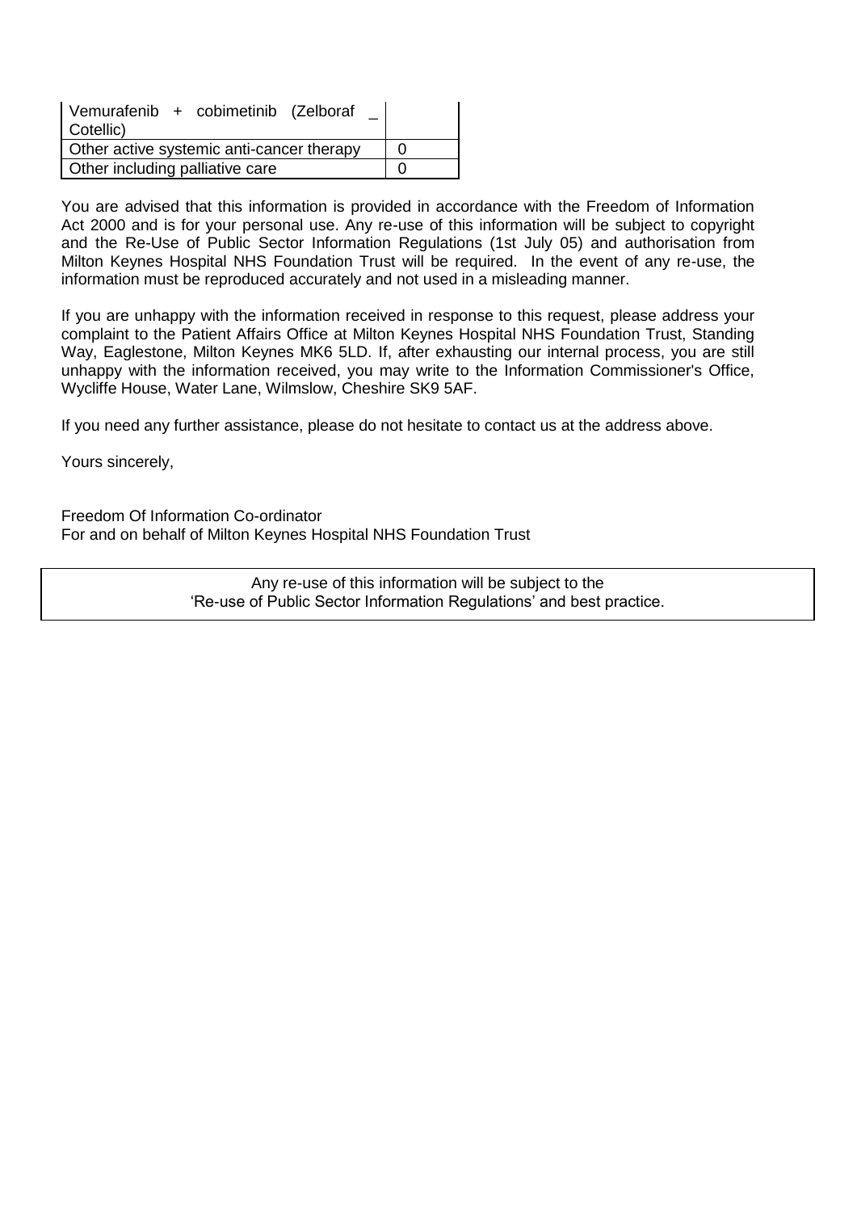| | |
|---|---|
| Vemurafenib + cobimetinib (Zelboraf _ Cotellic) | |
| Other active systemic anti-cancer therapy | 0 |
| Other including palliative care | 0 |

You are advised that this information is provided in accordance with the Freedom of Information Act 2000 and is for your personal use. Any re-use of this information will be subject to copyright and the Re-Use of Public Sector Information Regulations (1st July 05) and authorisation from Milton Keynes Hospital NHS Foundation Trust will be required. In the event of any re-use, the information must be reproduced accurately and not used in a misleading manner.

If you are unhappy with the information received in response to this request, please address your complaint to the Patient Affairs Office at Milton Keynes Hospital NHS Foundation Trust, Standing Way, Eaglestone, Milton Keynes MK6 5LD. If, after exhausting our internal process, you are still unhappy with the information received, you may write to the Information Commissioner's Office, Wycliffe House, Water Lane, Wilmslow, Cheshire SK9 5AF.

If you need any further assistance, please do not hesitate to contact us at the address above.

Yours sincerely,

Freedom Of Information Co-ordinator
For and on behalf of Milton Keynes Hospital NHS Foundation Trust

Any re-use of this information will be subject to the
'Re-use of Public Sector Information Regulations' and best practice.